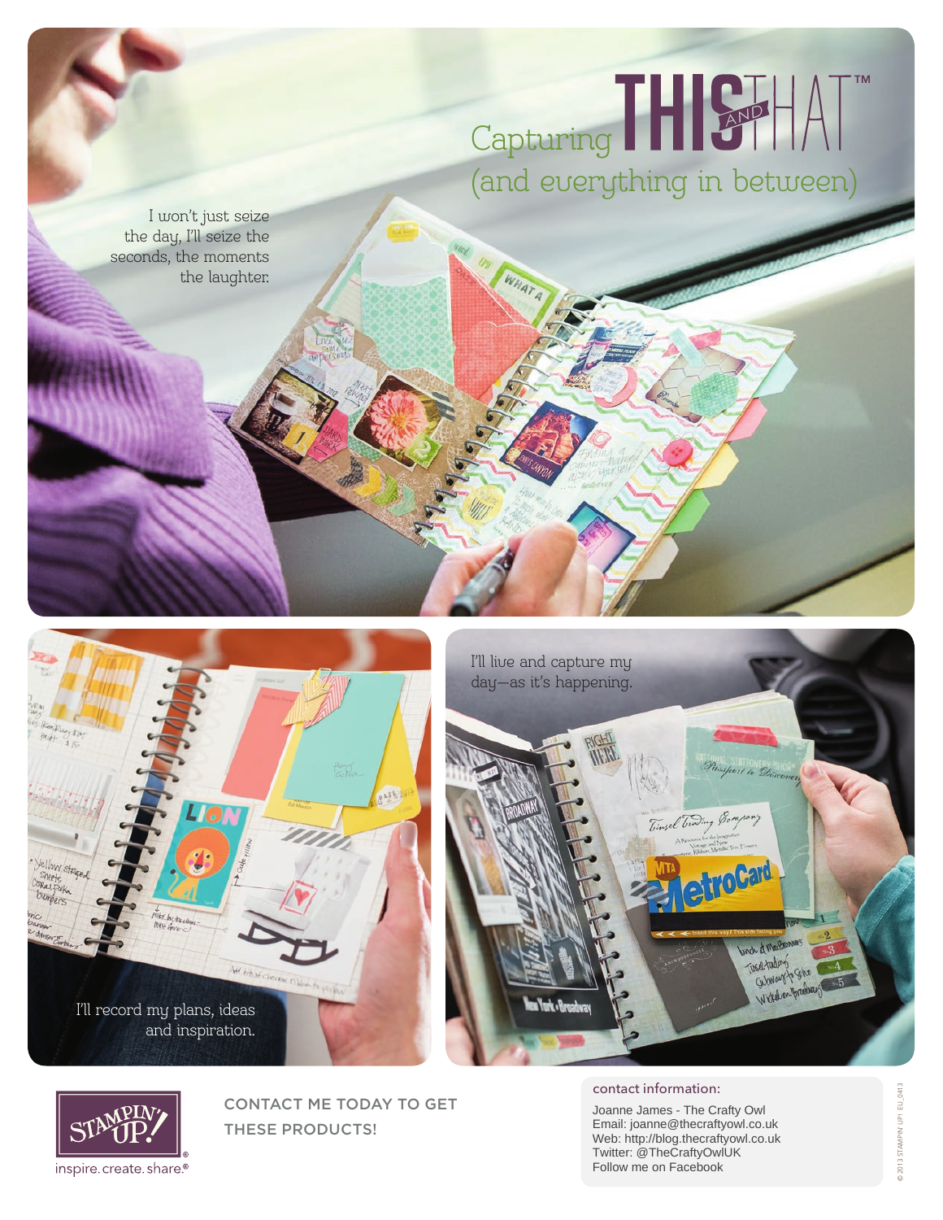# Capturing THIS AND THAT™ (and everything in between)

I won't just seize the day, I'll seize the seconds, the moments the laughter.

I'll live and capture my day—as it's happening.

I'll record my plans, ideas and inspiration.

STAMPIN' UP!®

inspire. create. share.®

CONTACT ME TODAY TO GET THESE PRODUCTS!

contact information:

Joanne James - The Crafty Owl
Email: joanne@thecraftyowl.co.uk
Web: http://blog.thecraftyowl.co.uk
Twitter: @TheCraftyOwlUK
Follow me on Facebook

© 2013 STAMPIN' UP! EU_0413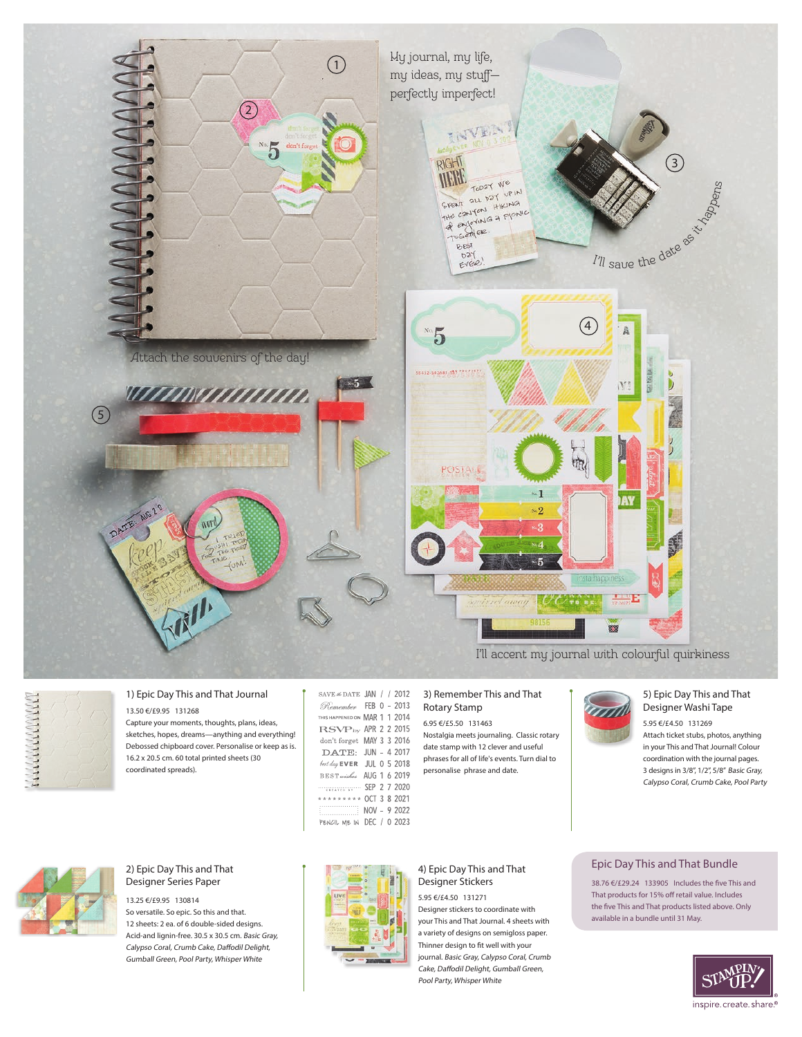My journal, my life, my ideas, my stuff—perfectly imperfect!

I'll save the date as it happens

Attach the souvenirs of the day!

I'll accent my journal with colourful quirkiness

### 1) Epic Day This and That Journal

13.50 €/£9.95 131268

Capture your moments, thoughts, plans, ideas, sketches, hopes, dreams—anything and everything! Debossed chipboard cover. Personalise or keep as is. 16.2 x 20.5 cm. 60 total printed sheets (30 coordinated spreads).

### 3) Remember This and That Rotary Stamp

6.95 €/£5.50 131463

Nostalgia meets journaling. Classic rotary date stamp with 12 clever and useful phrases for all of life's events. Turn dial to personalise phrase and date.

| | | | | |
|---|---|---|---|---|
| SAVE the DATE | JAN | / | / | 2012 |
| Remember | FEB | 0 | – | 2013 |
| THIS HAPPENED ON | MAR | 1 | 1 | 2014 |
| RSVP by | APR | 2 | 2 | 2015 |
| don't forget | MAY | 3 | 3 | 2016 |
| DATE: | JUN | – | 4 | 2017 |
| best day EVER | JUL | 0 | 5 | 2018 |
| BEST wishes | AUG | 1 | 6 | 2019 |
| | SEP | 2 | 7 | 2020 |
| ********* | OCT | 3 | 8 | 2021 |
| | NOV | – | 9 | 2022 |
| PENCIL ME IN | DEC | / | 0 | 2023 |

### 5) Epic Day This and That Designer Washi Tape

5.95 €/£4.50 131269

Attach ticket stubs, photos, anything in your This and That Journal! Colour coordination with the journal pages. 3 designs in 3/8", 1/2", 5/8" *Basic Gray, Calypso Coral, Crumb Cake, Pool Party*

### 2) Epic Day This and That Designer Series Paper

13.25 €/£9.95 130814

So versatile. So epic. So this and that. 12 sheets: 2 ea. of 6 double-sided designs. Acid-and lignin-free. 30.5 x 30.5 cm. *Basic Gray, Calypso Coral, Crumb Cake, Daffodil Delight, Gumball Green, Pool Party, Whisper White*

### 4) Epic Day This and That Designer Stickers

5.95 €/£4.50 131271

Designer stickers to coordinate with your This and That Journal. 4 sheets with a variety of designs on semigloss paper. Thinner design to fit well with your journal. *Basic Gray, Calypso Coral, Crumb Cake, Daffodil Delight, Gumball Green, Pool Party, Whisper White*

### Epic Day This and That Bundle

38.76 €/£29.24 133905 Includes the five This and That products for 15% off retail value. Includes the five This and That products listed above. Only available in a bundle until 31 May.

STAMPIN' UP! inspire. create. share.®